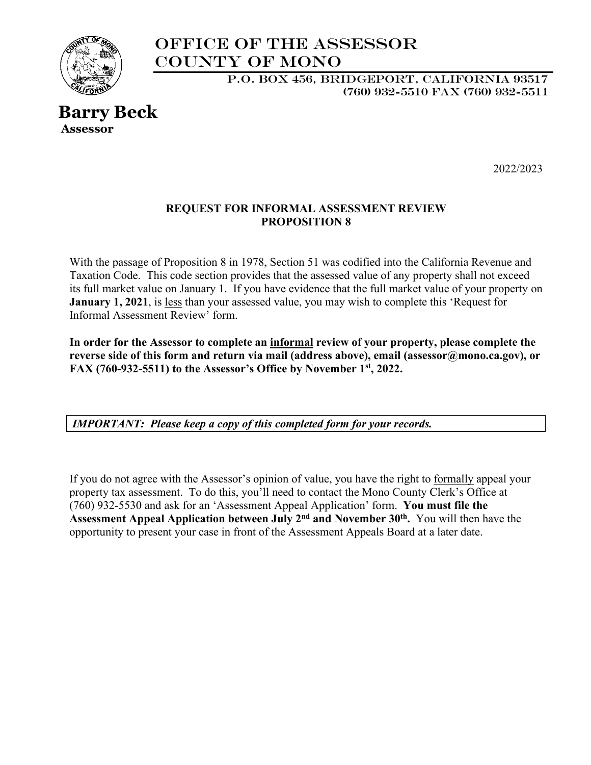# OFFICE OF THE ASSESSOR
# COUNTY OF MONO

P.O. BOX 456, BRIDGEPORT, CALIFORNIA 93517
(760) 932-5510 FAX (760) 932-5511

**Barry Beck**
**Assessor**

2022/2023

## REQUEST FOR INFORMAL ASSESSMENT REVIEW
## PROPOSITION 8

With the passage of Proposition 8 in 1978, Section 51 was codified into the California Revenue and Taxation Code. This code section provides that the assessed value of any property shall not exceed its full market value on January 1. If you have evidence that the full market value of your property on **January 1, 2021**, is <u>less</u> than your assessed value, you may wish to complete this 'Request for Informal Assessment Review' form.

**In order for the Assessor to complete an <u>informal</u> review of your property, please complete the reverse side of this form and return via mail (address above), email (assessor@mono.ca.gov), or FAX (760-932-5511) to the Assessor's Office by November 1st, 2022.**

***IMPORTANT: Please keep a copy of this completed form for your records.***

If you do not agree with the Assessor's opinion of value, you have the right to <u>formally</u> appeal your property tax assessment. To do this, you'll need to contact the Mono County Clerk's Office at (760) 932-5530 and ask for an 'Assessment Appeal Application' form. **You must file the Assessment Appeal Application between July 2nd and November 30th.** You will then have the opportunity to present your case in front of the Assessment Appeals Board at a later date.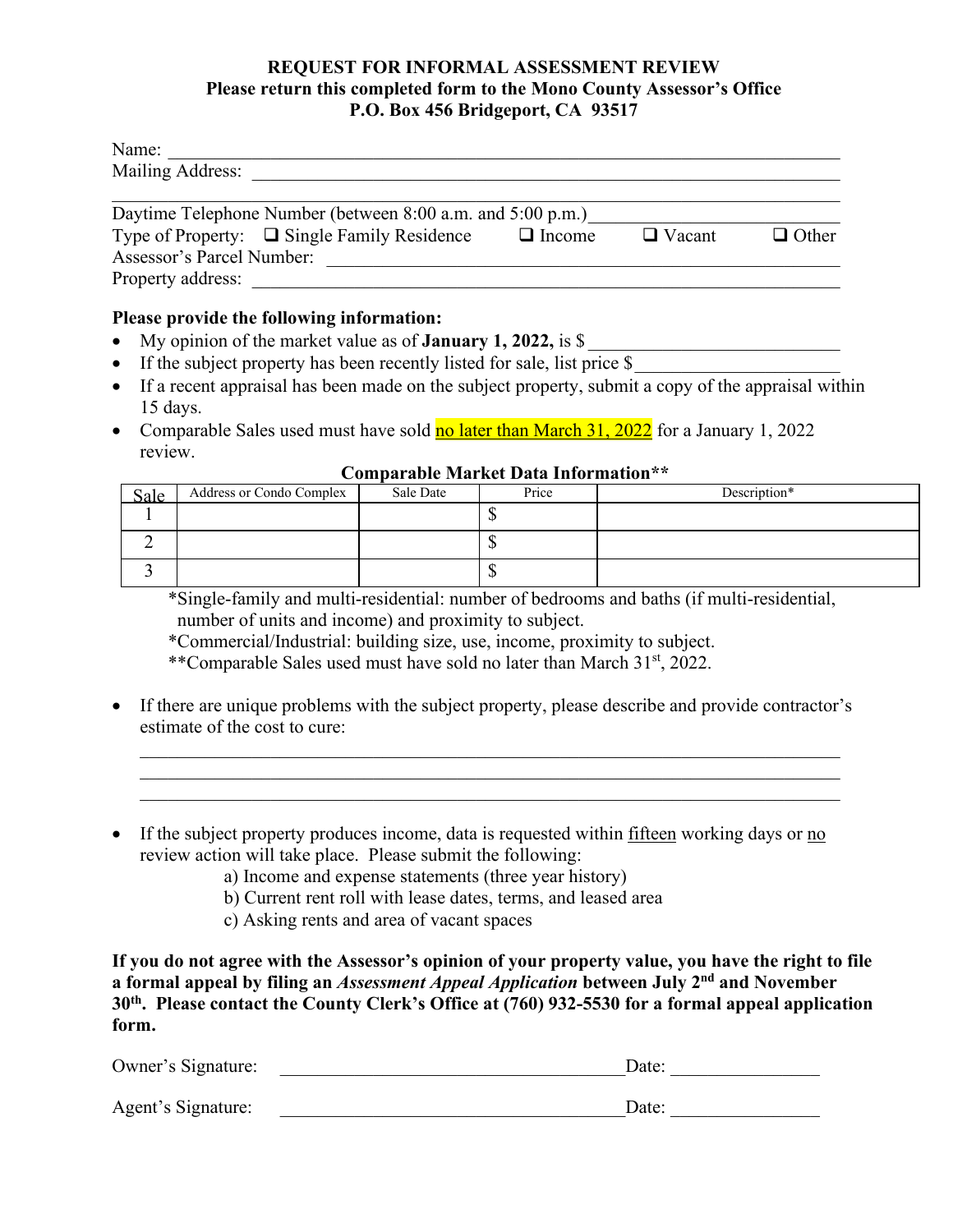**REQUEST FOR INFORMAL ASSESSMENT REVIEW**
**Please return this completed form to the Mono County Assessor's Office**
**P.O. Box 456 Bridgeport, CA 93517**

Name: ______________________________________________________________________

Mailing Address: ______________________________________________________________

______________________________________________________________________________

Daytime Telephone Number (between 8:00 a.m. and 5:00 p.m.)______________________

Type of Property: ❑ Single Family Residence ❑ Income ❑ Vacant ❑ Other

Assessor's Parcel Number: ______________________________________________________

Property address: _____________________________________________________________

**Please provide the following information:**

- My opinion of the market value as of **January 1, 2022,** is $ ___________________________
- If the subject property has been recently listed for sale, list price $______________________
- If a recent appraisal has been made on the subject property, submit a copy of the appraisal within 15 days.
- Comparable Sales used must have sold no later than March 31, 2022 for a January 1, 2022 review.

**Comparable Market Data Information\*\***

| Sale | Address or Condo Complex | Sale Date | Price | Description* |
|---|---|---|---|---|
| 1 | | | $ | |
| 2 | | | $ | |
| 3 | | | $ | |

*Single-family and multi-residential: number of bedrooms and baths (if multi-residential, number of units and income) and proximity to subject.
*Commercial/Industrial: building size, use, income, proximity to subject.
**Comparable Sales used must have sold no later than March 31st, 2022.

- If there are unique problems with the subject property, please describe and provide contractor's estimate of the cost to cure:

______________________________________________________________________________
______________________________________________________________________________
______________________________________________________________________________

- If the subject property produces income, data is requested within fifteen working days or no review action will take place. Please submit the following:
  - a) Income and expense statements (three year history)
  - b) Current rent roll with lease dates, terms, and leased area
  - c) Asking rents and area of vacant spaces

**If you do not agree with the Assessor's opinion of your property value, you have the right to file a formal appeal by filing an *Assessment Appeal Application* between July 2nd and November 30th. Please contact the County Clerk's Office at (760) 932-5530 for a formal appeal application form.**

Owner's Signature: _____________________________________ Date: ________________

Agent's Signature: _____________________________________ Date: ________________